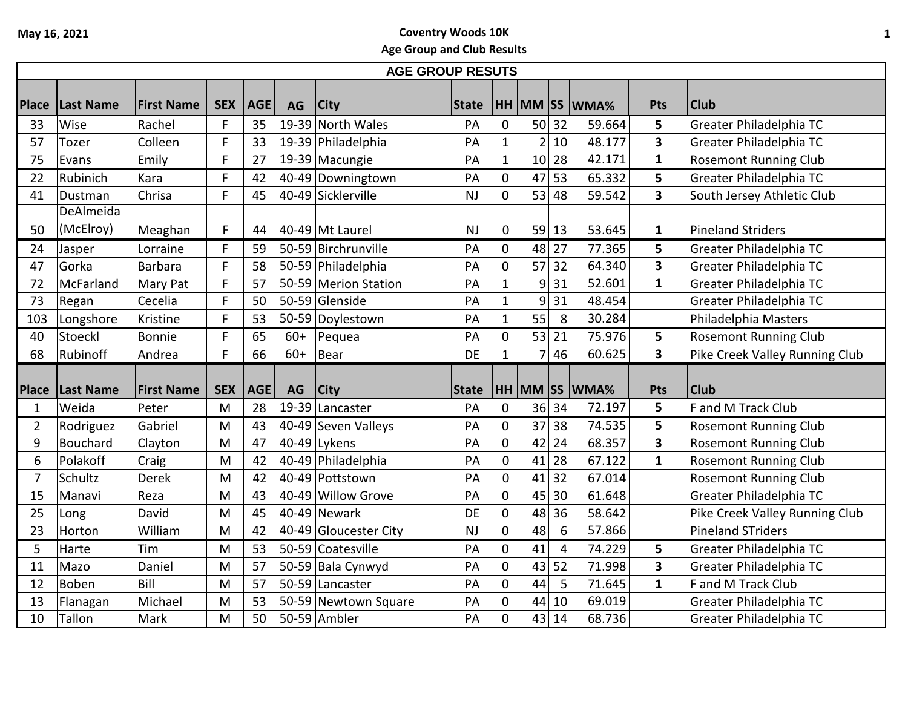May 16, 2021

# Coventry Woods 10K

## Age Group and Club Results

### AGE GROUP RESUTS

| Place | Last Name | First Name | SEX | AGE | AG | City | State | HH | MM | SS | WMA% | Pts | Club |
|---|---|---|---|---|---|---|---|---|---|---|---|---|---|
| 33 | Wise | Rachel | F | 35 | 19-39 | North Wales | PA | 0 | 50 | 32 | 59.664 | **5** | Greater Philadelphia TC |
| 57 | Tozer | Colleen | F | 33 | 19-39 | Philadelphia | PA | 1 | 2 | 10 | 48.177 | **3** | Greater Philadelphia TC |
| 75 | Evans | Emily | F | 27 | 19-39 | Macungie | PA | 1 | 10 | 28 | 42.171 | **1** | Rosemont Running Club |
| 22 | Rubinich | Kara | F | 42 | 40-49 | Downingtown | PA | 0 | 47 | 53 | 65.332 | **5** | Greater Philadelphia TC |
| 41 | Dustman | Chrisa | F | 45 | 40-49 | Sicklerville | NJ | 0 | 53 | 48 | 59.542 | **3** | South Jersey Athletic Club |
| 50 | DeAlmeida (McElroy) | Meaghan | F | 44 | 40-49 | Mt Laurel | NJ | 0 | 59 | 13 | 53.645 | **1** | Pineland Striders |
| 24 | Jasper | Lorraine | F | 59 | 50-59 | Birchrunville | PA | 0 | 48 | 27 | 77.365 | **5** | Greater Philadelphia TC |
| 47 | Gorka | Barbara | F | 58 | 50-59 | Philadelphia | PA | 0 | 57 | 32 | 64.340 | **3** | Greater Philadelphia TC |
| 72 | McFarland | Mary Pat | F | 57 | 50-59 | Merion Station | PA | 1 | 9 | 31 | 52.601 | **1** | Greater Philadelphia TC |
| 73 | Regan | Cecelia | F | 50 | 50-59 | Glenside | PA | 1 | 9 | 31 | 48.454 | | Greater Philadelphia TC |
| 103 | Longshore | Kristine | F | 53 | 50-59 | Doylestown | PA | 1 | 55 | 8 | 30.284 | | Philadelphia Masters |
| 40 | Stoeckl | Bonnie | F | 65 | 60+ | Pequea | PA | 0 | 53 | 21 | 75.976 | **5** | Rosemont Running Club |
| 68 | Rubinoff | Andrea | F | 66 | 60+ | Bear | DE | 1 | 7 | 46 | 60.625 | **3** | Pike Creek Valley Running Club |

| Place | Last Name | First Name | SEX | AGE | AG | City | State | HH | MM | SS | WMA% | Pts | Club |
|---|---|---|---|---|---|---|---|---|---|---|---|---|---|
| 1 | Weida | Peter | M | 28 | 19-39 | Lancaster | PA | 0 | 36 | 34 | 72.197 | **5** | F and M Track Club |
| 2 | Rodriguez | Gabriel | M | 43 | 40-49 | Seven Valleys | PA | 0 | 37 | 38 | 74.535 | **5** | Rosemont Running Club |
| 9 | Bouchard | Clayton | M | 47 | 40-49 | Lykens | PA | 0 | 42 | 24 | 68.357 | **3** | Rosemont Running Club |
| 6 | Polakoff | Craig | M | 42 | 40-49 | Philadelphia | PA | 0 | 41 | 28 | 67.122 | **1** | Rosemont Running Club |
| 7 | Schultz | Derek | M | 42 | 40-49 | Pottstown | PA | 0 | 41 | 32 | 67.014 | | Rosemont Running Club |
| 15 | Manavi | Reza | M | 43 | 40-49 | Willow Grove | PA | 0 | 45 | 30 | 61.648 | | Greater Philadelphia TC |
| 25 | Long | David | M | 45 | 40-49 | Newark | DE | 0 | 48 | 36 | 58.642 | | Pike Creek Valley Running Club |
| 23 | Horton | William | M | 42 | 40-49 | Gloucester City | NJ | 0 | 48 | 6 | 57.866 | | Pineland STriders |
| 5 | Harte | Tim | M | 53 | 50-59 | Coatesville | PA | 0 | 41 | 4 | 74.229 | **5** | Greater Philadelphia TC |
| 11 | Mazo | Daniel | M | 57 | 50-59 | Bala Cynwyd | PA | 0 | 43 | 52 | 71.998 | **3** | Greater Philadelphia TC |
| 12 | Boben | Bill | M | 57 | 50-59 | Lancaster | PA | 0 | 44 | 5 | 71.645 | **1** | F and M Track Club |
| 13 | Flanagan | Michael | M | 53 | 50-59 | Newtown Square | PA | 0 | 44 | 10 | 69.019 | | Greater Philadelphia TC |
| 10 | Tallon | Mark | M | 50 | 50-59 | Ambler | PA | 0 | 43 | 14 | 68.736 | | Greater Philadelphia TC |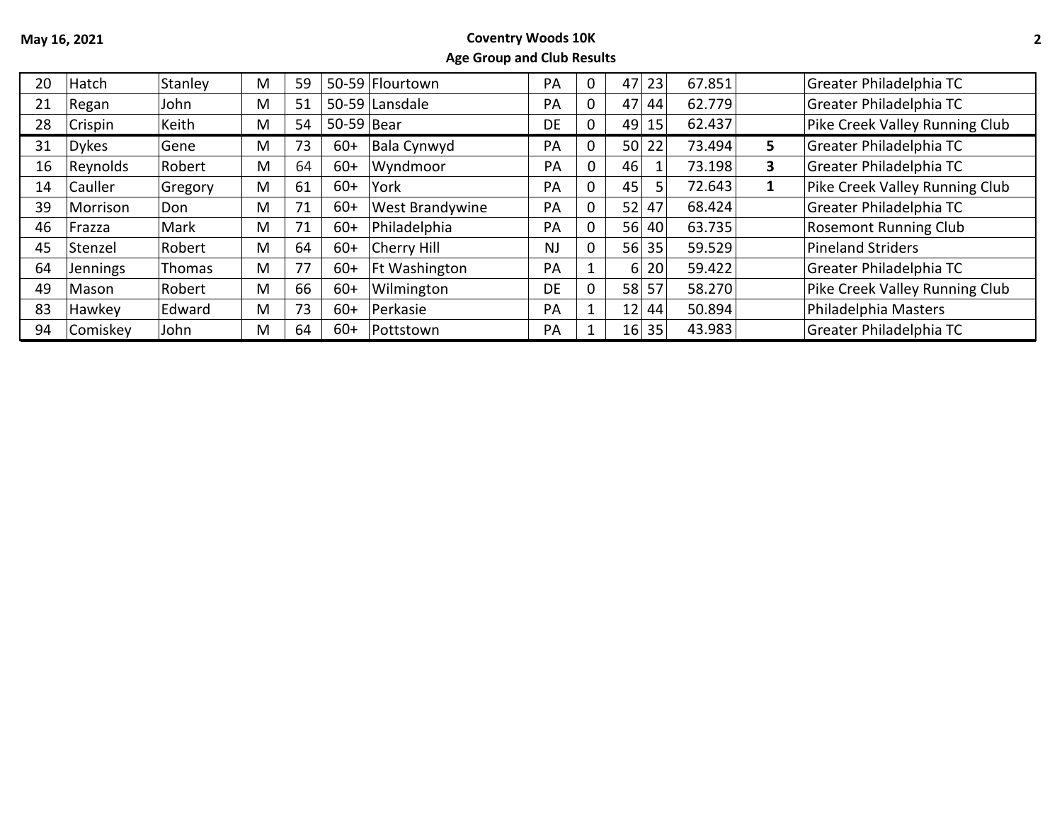**Coventry Woods 10K**

**Age Group and Club Results**

May 16, 2021

| | | | | | | | | | | | | | |
|---|---|---|---|---|---|---|---|---|---|---|---|---|---|
| 20 | Hatch | Stanley | M | 59 | 50-59 | Flourtown | PA | 0 | 47 | 23 | 67.851 | | Greater Philadelphia TC |
| 21 | Regan | John | M | 51 | 50-59 | Lansdale | PA | 0 | 47 | 44 | 62.779 | | Greater Philadelphia TC |
| 28 | Crispin | Keith | M | 54 | 50-59 | Bear | DE | 0 | 49 | 15 | 62.437 | | Pike Creek Valley Running Club |
| 31 | Dykes | Gene | M | 73 | 60+ | Bala Cynwyd | PA | 0 | 50 | 22 | 73.494 | **5** | Greater Philadelphia TC |
| 16 | Reynolds | Robert | M | 64 | 60+ | Wyndmoor | PA | 0 | 46 | 1 | 73.198 | **3** | Greater Philadelphia TC |
| 14 | Cauller | Gregory | M | 61 | 60+ | York | PA | 0 | 45 | 5 | 72.643 | **1** | Pike Creek Valley Running Club |
| 39 | Morrison | Don | M | 71 | 60+ | West Brandywine | PA | 0 | 52 | 47 | 68.424 | | Greater Philadelphia TC |
| 46 | Frazza | Mark | M | 71 | 60+ | Philadelphia | PA | 0 | 56 | 40 | 63.735 | | Rosemont Running Club |
| 45 | Stenzel | Robert | M | 64 | 60+ | Cherry Hill | NJ | 0 | 56 | 35 | 59.529 | | Pineland Striders |
| 64 | Jennings | Thomas | M | 77 | 60+ | Ft Washington | PA | 1 | 6 | 20 | 59.422 | | Greater Philadelphia TC |
| 49 | Mason | Robert | M | 66 | 60+ | Wilmington | DE | 0 | 58 | 57 | 58.270 | | Pike Creek Valley Running Club |
| 83 | Hawkey | Edward | M | 73 | 60+ | Perkasie | PA | 1 | 12 | 44 | 50.894 | | Philadelphia Masters |
| 94 | Comiskey | John | M | 64 | 60+ | Pottstown | PA | 1 | 16 | 35 | 43.983 | | Greater Philadelphia TC |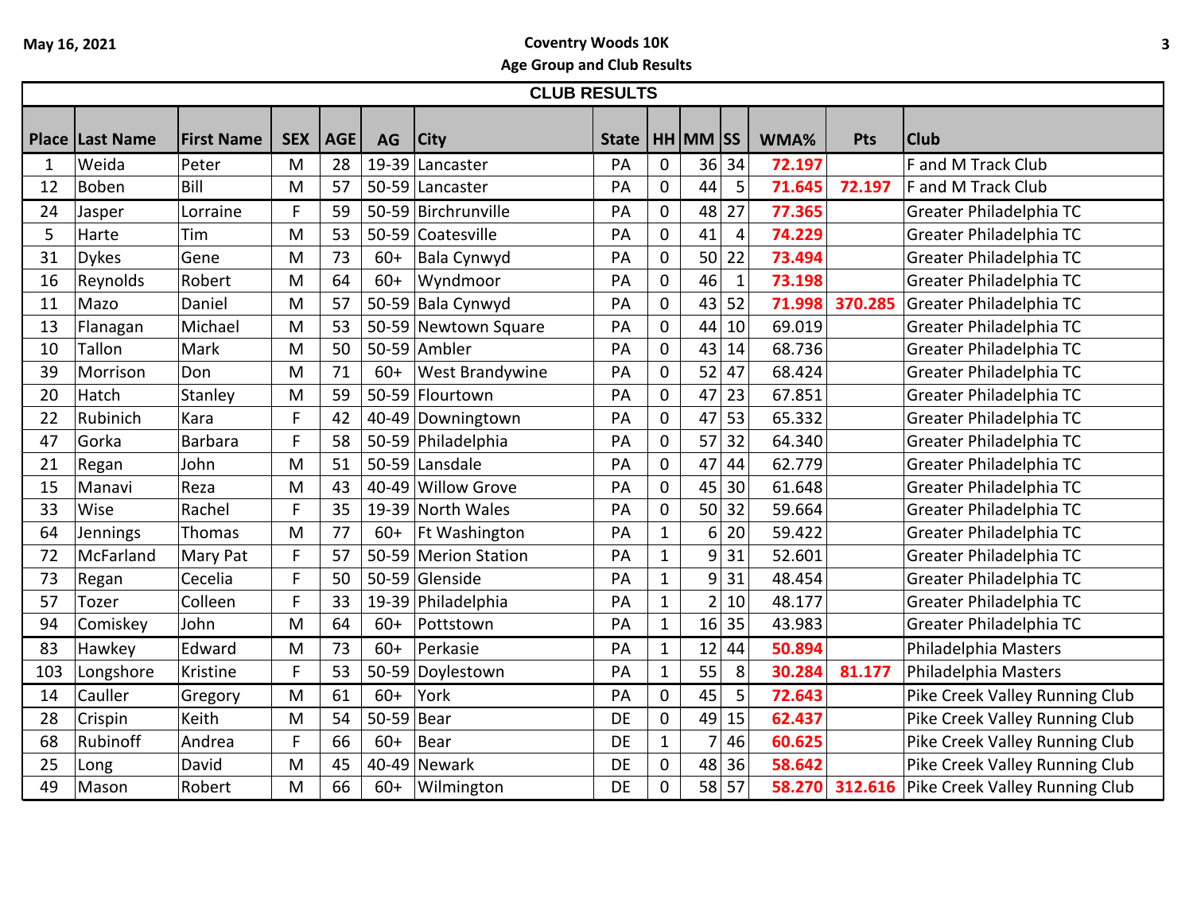May 16, 2021

**Coventry Woods 10K**
**Age Group and Club Results**

**CLUB RESULTS**

| Place | Last Name | First Name | SEX | AGE | AG | City | State | HH | MM | SS | WMA% | Pts | Club |
|---|---|---|---|---|---|---|---|---|---|---|---|---|---|
| 1 | Weida | Peter | M | 28 | 19-39 | Lancaster | PA | 0 | 36 | 34 | 72.197 | | F and M Track Club |
| 12 | Boben | Bill | M | 57 | 50-59 | Lancaster | PA | 0 | 44 | 5 | 71.645 | 72.197 | F and M Track Club |
| 24 | Jasper | Lorraine | F | 59 | 50-59 | Birchrunville | PA | 0 | 48 | 27 | 77.365 | | Greater Philadelphia TC |
| 5 | Harte | Tim | M | 53 | 50-59 | Coatesville | PA | 0 | 41 | 4 | 74.229 | | Greater Philadelphia TC |
| 31 | Dykes | Gene | M | 73 | 60+ | Bala Cynwyd | PA | 0 | 50 | 22 | 73.494 | | Greater Philadelphia TC |
| 16 | Reynolds | Robert | M | 64 | 60+ | Wyndmoor | PA | 0 | 46 | 1 | 73.198 | | Greater Philadelphia TC |
| 11 | Mazo | Daniel | M | 57 | 50-59 | Bala Cynwyd | PA | 0 | 43 | 52 | 71.998 | 370.285 | Greater Philadelphia TC |
| 13 | Flanagan | Michael | M | 53 | 50-59 | Newtown Square | PA | 0 | 44 | 10 | 69.019 | | Greater Philadelphia TC |
| 10 | Tallon | Mark | M | 50 | 50-59 | Ambler | PA | 0 | 43 | 14 | 68.736 | | Greater Philadelphia TC |
| 39 | Morrison | Don | M | 71 | 60+ | West Brandywine | PA | 0 | 52 | 47 | 68.424 | | Greater Philadelphia TC |
| 20 | Hatch | Stanley | M | 59 | 50-59 | Flourtown | PA | 0 | 47 | 23 | 67.851 | | Greater Philadelphia TC |
| 22 | Rubinich | Kara | F | 42 | 40-49 | Downingtown | PA | 0 | 47 | 53 | 65.332 | | Greater Philadelphia TC |
| 47 | Gorka | Barbara | F | 58 | 50-59 | Philadelphia | PA | 0 | 57 | 32 | 64.340 | | Greater Philadelphia TC |
| 21 | Regan | John | M | 51 | 50-59 | Lansdale | PA | 0 | 47 | 44 | 62.779 | | Greater Philadelphia TC |
| 15 | Manavi | Reza | M | 43 | 40-49 | Willow Grove | PA | 0 | 45 | 30 | 61.648 | | Greater Philadelphia TC |
| 33 | Wise | Rachel | F | 35 | 19-39 | North Wales | PA | 0 | 50 | 32 | 59.664 | | Greater Philadelphia TC |
| 64 | Jennings | Thomas | M | 77 | 60+ | Ft Washington | PA | 1 | 6 | 20 | 59.422 | | Greater Philadelphia TC |
| 72 | McFarland | Mary Pat | F | 57 | 50-59 | Merion Station | PA | 1 | 9 | 31 | 52.601 | | Greater Philadelphia TC |
| 73 | Regan | Cecelia | F | 50 | 50-59 | Glenside | PA | 1 | 9 | 31 | 48.454 | | Greater Philadelphia TC |
| 57 | Tozer | Colleen | F | 33 | 19-39 | Philadelphia | PA | 1 | 2 | 10 | 48.177 | | Greater Philadelphia TC |
| 94 | Comiskey | John | M | 64 | 60+ | Pottstown | PA | 1 | 16 | 35 | 43.983 | | Greater Philadelphia TC |
| 83 | Hawkey | Edward | M | 73 | 60+ | Perkasie | PA | 1 | 12 | 44 | 50.894 | | Philadelphia Masters |
| 103 | Longshore | Kristine | F | 53 | 50-59 | Doylestown | PA | 1 | 55 | 8 | 30.284 | 81.177 | Philadelphia Masters |
| 14 | Cauller | Gregory | M | 61 | 60+ | York | PA | 0 | 45 | 5 | 72.643 | | Pike Creek Valley Running Club |
| 28 | Crispin | Keith | M | 54 | 50-59 | Bear | DE | 0 | 49 | 15 | 62.437 | | Pike Creek Valley Running Club |
| 68 | Rubinoff | Andrea | F | 66 | 60+ | Bear | DE | 1 | 7 | 46 | 60.625 | | Pike Creek Valley Running Club |
| 25 | Long | David | M | 45 | 40-49 | Newark | DE | 0 | 48 | 36 | 58.642 | | Pike Creek Valley Running Club |
| 49 | Mason | Robert | M | 66 | 60+ | Wilmington | DE | 0 | 58 | 57 | 58.270 | 312.616 | Pike Creek Valley Running Club |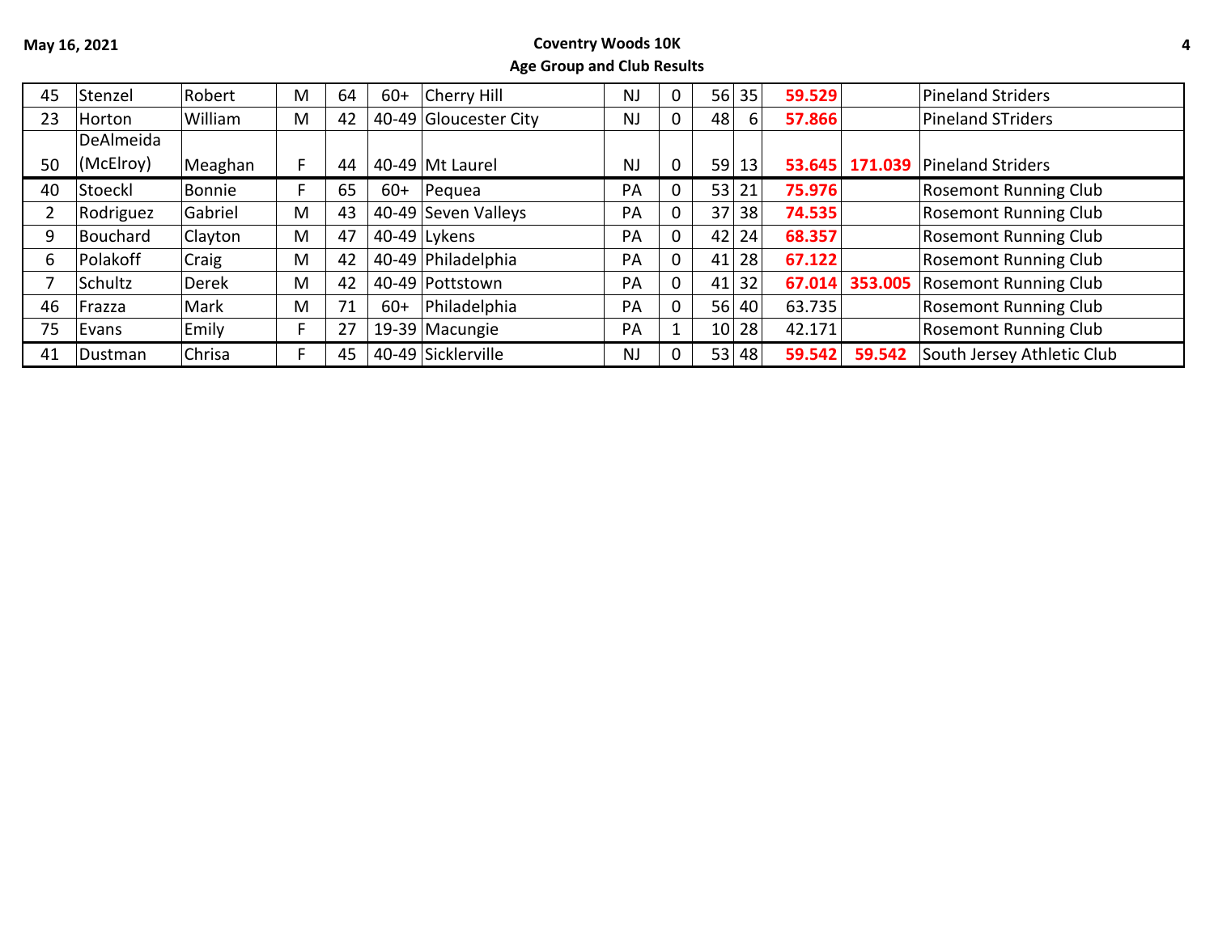May 16, 2021

**Coventry Woods 10K**
**Age Group and Club Results**

| | | | | | | | | | | | | | |
|---|---|---|---|---|---|---|---|---|---|---|---|---|---|
| 45 | Stenzel | Robert | M | 64 | 60+ | Cherry Hill | NJ | 0 | 56 | 35 | **59.529** | | Pineland Striders |
| 23 | Horton | William | M | 42 | 40-49 | Gloucester City | NJ | 0 | 48 | 6 | **57.866** | | Pineland STriders |
| 50 | DeAlmeida (McElroy) | Meaghan | F | 44 | 40-49 | Mt Laurel | NJ | 0 | 59 | 13 | **53.645** | **171.039** | Pineland Striders |
| 40 | Stoeckl | Bonnie | F | 65 | 60+ | Pequea | PA | 0 | 53 | 21 | **75.976** | | Rosemont Running Club |
| 2 | Rodriguez | Gabriel | M | 43 | 40-49 | Seven Valleys | PA | 0 | 37 | 38 | **74.535** | | Rosemont Running Club |
| 9 | Bouchard | Clayton | M | 47 | 40-49 | Lykens | PA | 0 | 42 | 24 | **68.357** | | Rosemont Running Club |
| 6 | Polakoff | Craig | M | 42 | 40-49 | Philadelphia | PA | 0 | 41 | 28 | **67.122** | | Rosemont Running Club |
| 7 | Schultz | Derek | M | 42 | 40-49 | Pottstown | PA | 0 | 41 | 32 | **67.014** | **353.005** | Rosemont Running Club |
| 46 | Frazza | Mark | M | 71 | 60+ | Philadelphia | PA | 0 | 56 | 40 | 63.735 | | Rosemont Running Club |
| 75 | Evans | Emily | F | 27 | 19-39 | Macungie | PA | 1 | 10 | 28 | 42.171 | | Rosemont Running Club |
| 41 | Dustman | Chrisa | F | 45 | 40-49 | Sicklerville | NJ | 0 | 53 | 48 | **59.542** | **59.542** | South Jersey Athletic Club |